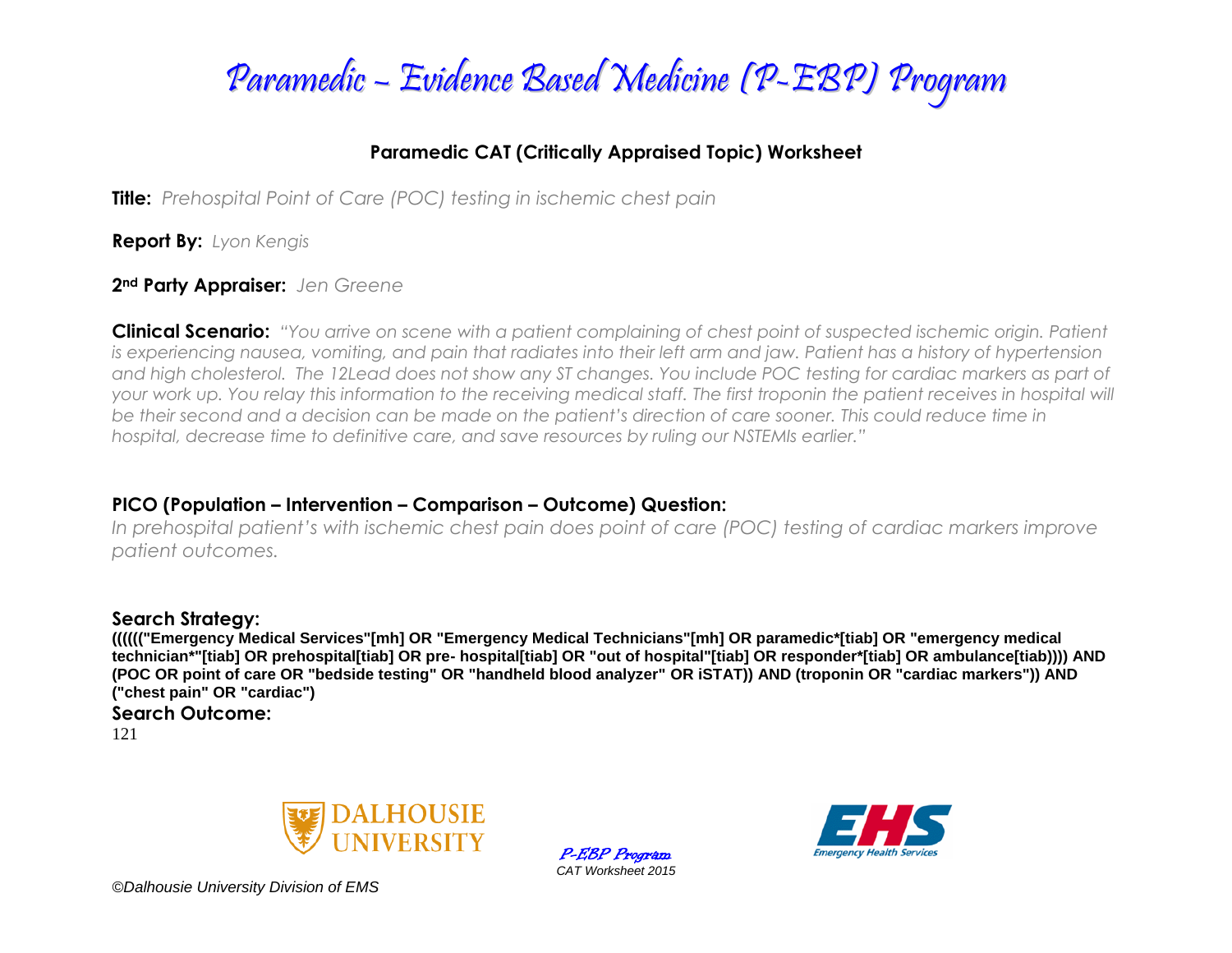# Paramedic – Evidence Based Medicine (P-EBP) Program

## Paramedic CAT (Critically Appraised Topic) Worksheet

**Title:** *Prehospital Point of Care (POC) testing in ischemic chest pain*

**Report By:** *Lyon Kengis*

**2nd Party Appraiser:** *Jen Greene*

**Clinical Scenario:** *"You arrive on scene with a patient complaining of chest point of suspected ischemic origin. Patient is experiencing nausea, vomiting, and pain that radiates into their left arm and jaw. Patient has a history of hypertension and high cholesterol. The 12Lead does not show any ST changes. You include POC testing for cardiac markers as part of your work up. You relay this information to the receiving medical staff. The first troponin the patient receives in hospital will be their second and a decision can be made on the patient's direction of care sooner. This could reduce time in hospital, decrease time to definitive care, and save resources by ruling our NSTEMIs earlier."*

### PICO (Population – Intervention – Comparison – Outcome) Question:

*In prehospital patient's with ischemic chest pain does point of care (POC) testing of cardiac markers improve patient outcomes.*

### Search Strategy:

**((((("Emergency Medical Services"[mh] OR "Emergency Medical Technicians"[mh] OR paramedic*[tiab] OR "emergency medical technician*"[tiab] OR prehospital[tiab] OR pre- hospital[tiab] OR "out of hospital"[tiab] OR responder*[tiab] OR ambulance[tiab]))) AND (POC OR point of care OR "bedside testing" OR "handheld blood analyzer" OR iSTAT)) AND (troponin OR "cardiac markers")) AND ("chest pain" OR "cardiac")**

### Search Outcome:

121

©Dalhousie University Division of EMS

P-EBP Program
CAT Worksheet 2015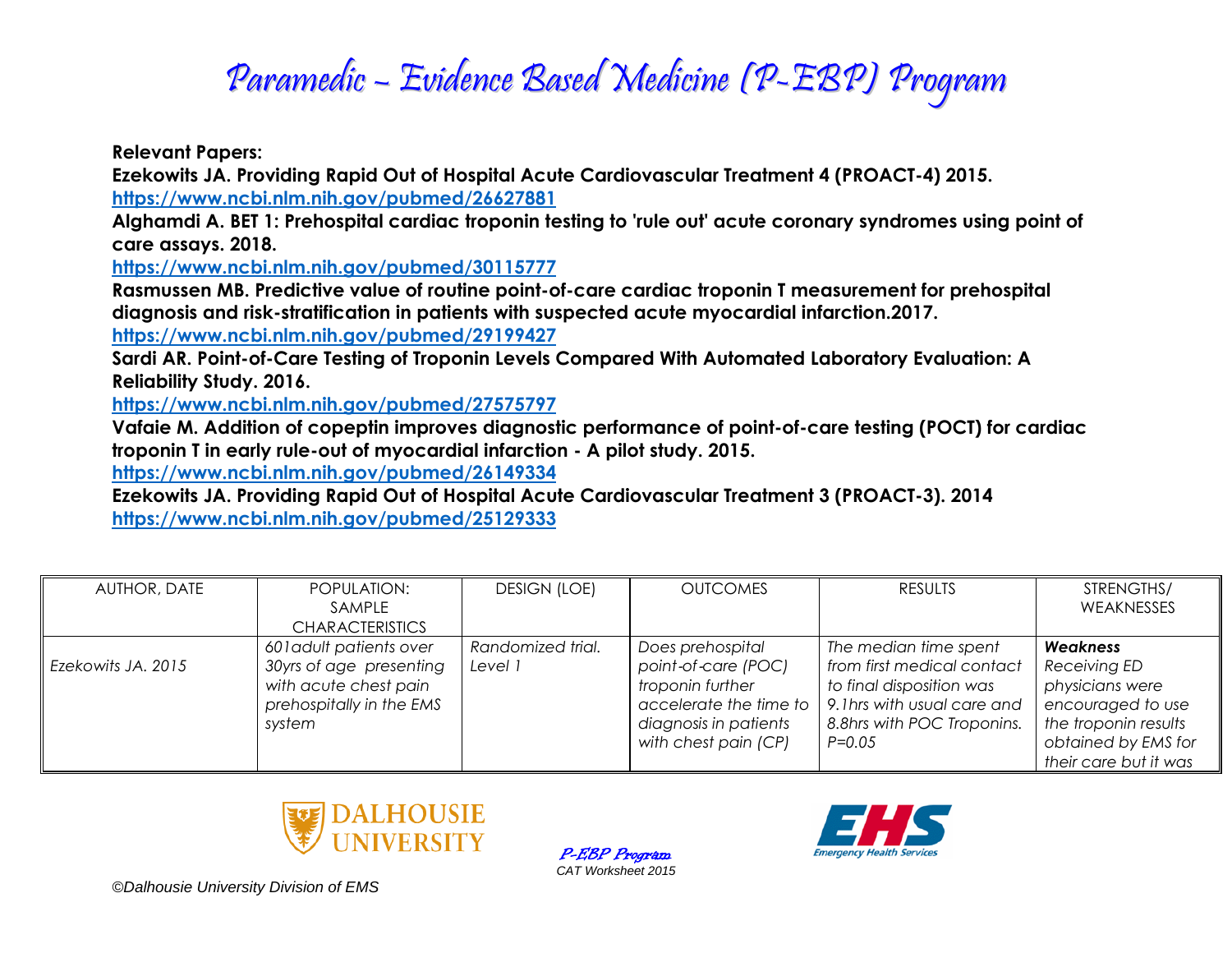**Relevant Papers:**

**Ezekowits JA. Providing Rapid Out of Hospital Acute Cardiovascular Treatment 4 (PROACT-4) 2015.**
**https://www.ncbi.nlm.nih.gov/pubmed/26627881**

**Alghamdi A. BET 1: Prehospital cardiac troponin testing to 'rule out' acute coronary syndromes using point of care assays. 2018.**
**https://www.ncbi.nlm.nih.gov/pubmed/30115777**

**Rasmussen MB. Predictive value of routine point-of-care cardiac troponin T measurement for prehospital diagnosis and risk-stratification in patients with suspected acute myocardial infarction.2017.**
**https://www.ncbi.nlm.nih.gov/pubmed/29199427**

**Sardi AR. Point-of-Care Testing of Troponin Levels Compared With Automated Laboratory Evaluation: A Reliability Study. 2016.**
**https://www.ncbi.nlm.nih.gov/pubmed/27575797**

**Vafaie M. Addition of copeptin improves diagnostic performance of point-of-care testing (POCT) for cardiac troponin T in early rule-out of myocardial infarction - A pilot study. 2015.**
**https://www.ncbi.nlm.nih.gov/pubmed/26149334**

**Ezekowits JA. Providing Rapid Out of Hospital Acute Cardiovascular Treatment 3 (PROACT-3). 2014**
**https://www.ncbi.nlm.nih.gov/pubmed/25129333**

| AUTHOR, DATE | POPULATION: SAMPLE CHARACTERISTICS | DESIGN (LOE) | OUTCOMES | RESULTS | STRENGTHS/ WEAKNESSES |
|---|---|---|---|---|---|
| *Ezekowits JA. 2015* | *601adult patients over 30yrs of age presenting with acute chest pain prehospitally in the EMS system* | *Randomized trial. Level 1* | *Does prehospital point-of-care (POC) troponin further accelerate the time to diagnosis in patients with chest pain (CP)* | *The median time spent from first medical contact to final disposition was 9.1hrs with usual care and 8.8hrs with POC Troponins. P=0.05* | ***Weakness*** *Receiving ED physicians were encouraged to use the troponin results obtained by EMS for their care but it was* |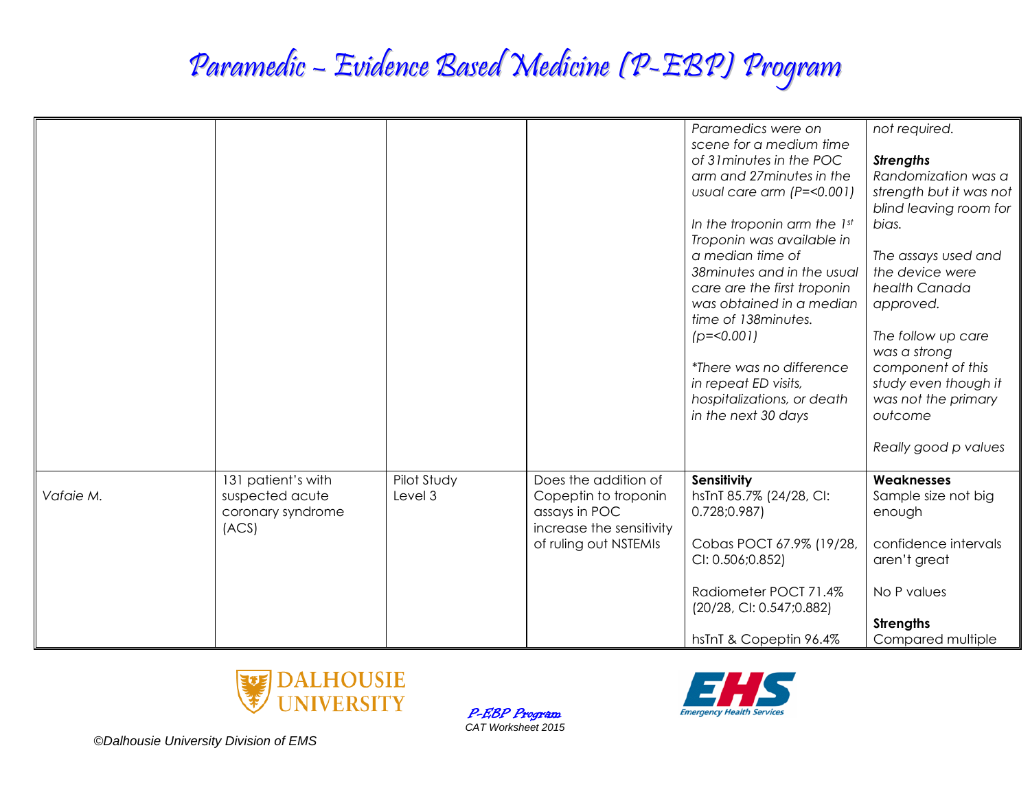| | | | | | |
|---|---|---|---|---|---|
| | | | | *Paramedics were on scene for a medium time of 31minutes in the POC arm and 27minutes in the usual care arm (P=<0.001)*<br><br>*In the troponin arm the 1st Troponin was available in a median time of 38minutes and in the usual care are the first troponin was obtained in a median time of 138minutes. (p=<0.001)*<br><br>*\*There was no difference in repeat ED visits, hospitalizations, or death in the next 30 days* | *not required.*<br><br>***Strengths***<br>*Randomization was a strength but it was not blind leaving room for bias.*<br><br>*The assays used and the device were health Canada approved.*<br><br>*The follow up care was a strong component of this study even though it was not the primary outcome*<br><br>*Really good p values* |
| *Vafaie M.* | 131 patient's with suspected acute coronary syndrome (ACS) | Pilot Study<br>Level 3 | Does the addition of Copeptin to troponin assays in POC increase the sensitivity of ruling out NSTEMIs | **Sensitivity**<br>hsTnT 85.7% (24/28, CI: 0.728;0.987)<br><br>Cobas POCT 67.9% (19/28, CI: 0.506;0.852)<br><br>Radiometer POCT 71.4% (20/28, CI: 0.547;0.882)<br><br>hsTnT & Copeptin 96.4% | **Weaknesses**<br>Sample size not big enough<br><br>confidence intervals aren't great<br><br>No P values<br><br>**Strengths**<br>Compared multiple |

©Dalhousie University Division of EMS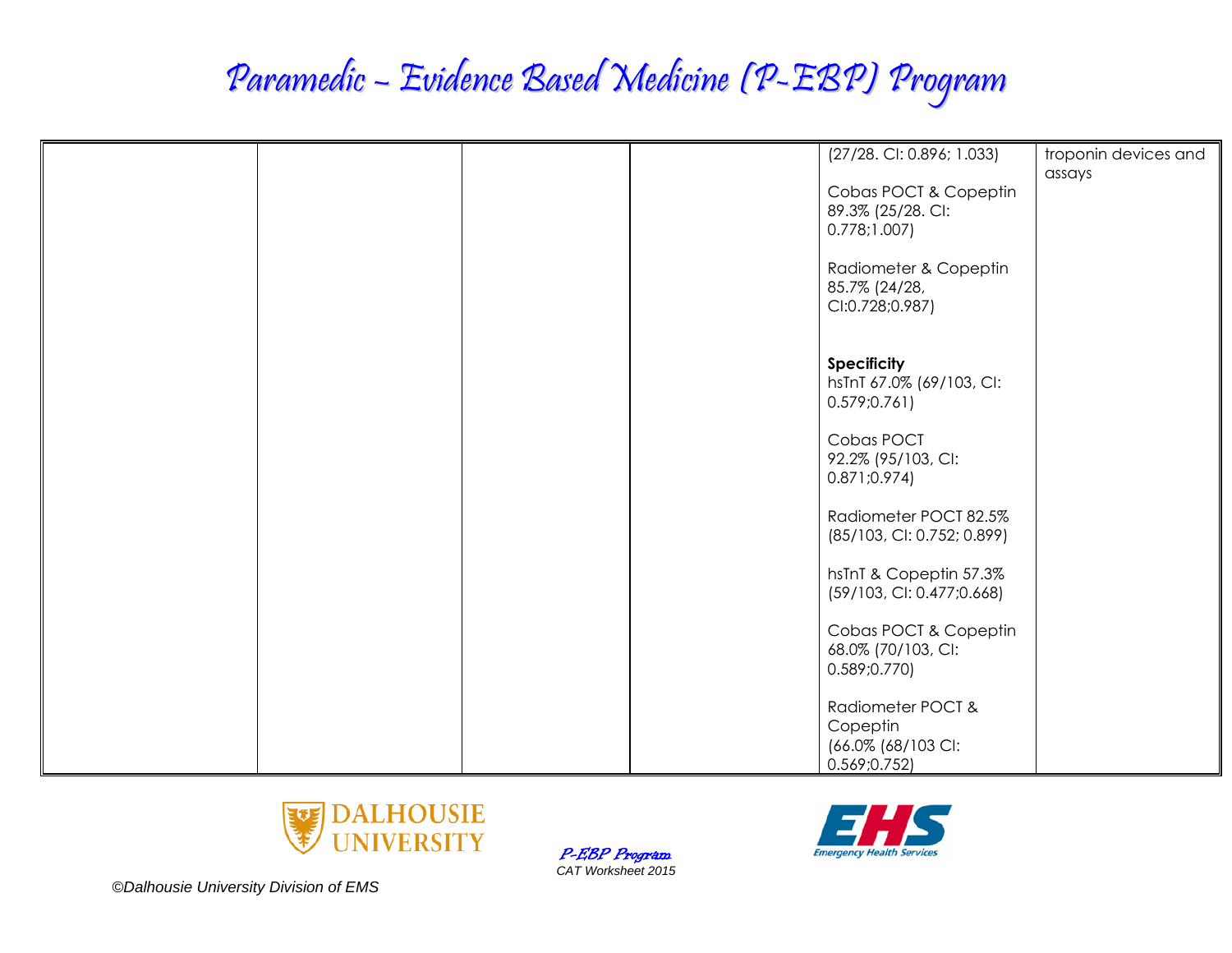| | | | | | |
|---|---|---|---|---|---|
| | | | | (27/28. CI: 0.896; 1.033)<br><br>Cobas POCT & Copeptin 89.3% (25/28. CI: 0.778;1.007)<br><br>Radiometer & Copeptin 85.7% (24/28, CI:0.728;0.987)<br><br>**Specificity**<br>hsTnT 67.0% (69/103, CI: 0.579;0.761)<br><br>Cobas POCT 92.2% (95/103, CI: 0.871;0.974)<br><br>Radiometer POCT 82.5% (85/103, CI: 0.752; 0.899)<br><br>hsTnT & Copeptin 57.3% (59/103, CI: 0.477;0.668)<br><br>Cobas POCT & Copeptin 68.0% (70/103, CI: 0.589;0.770)<br><br>Radiometer POCT & Copeptin (66.0% (68/103 CI: 0.569;0.752) | troponin devices and assays |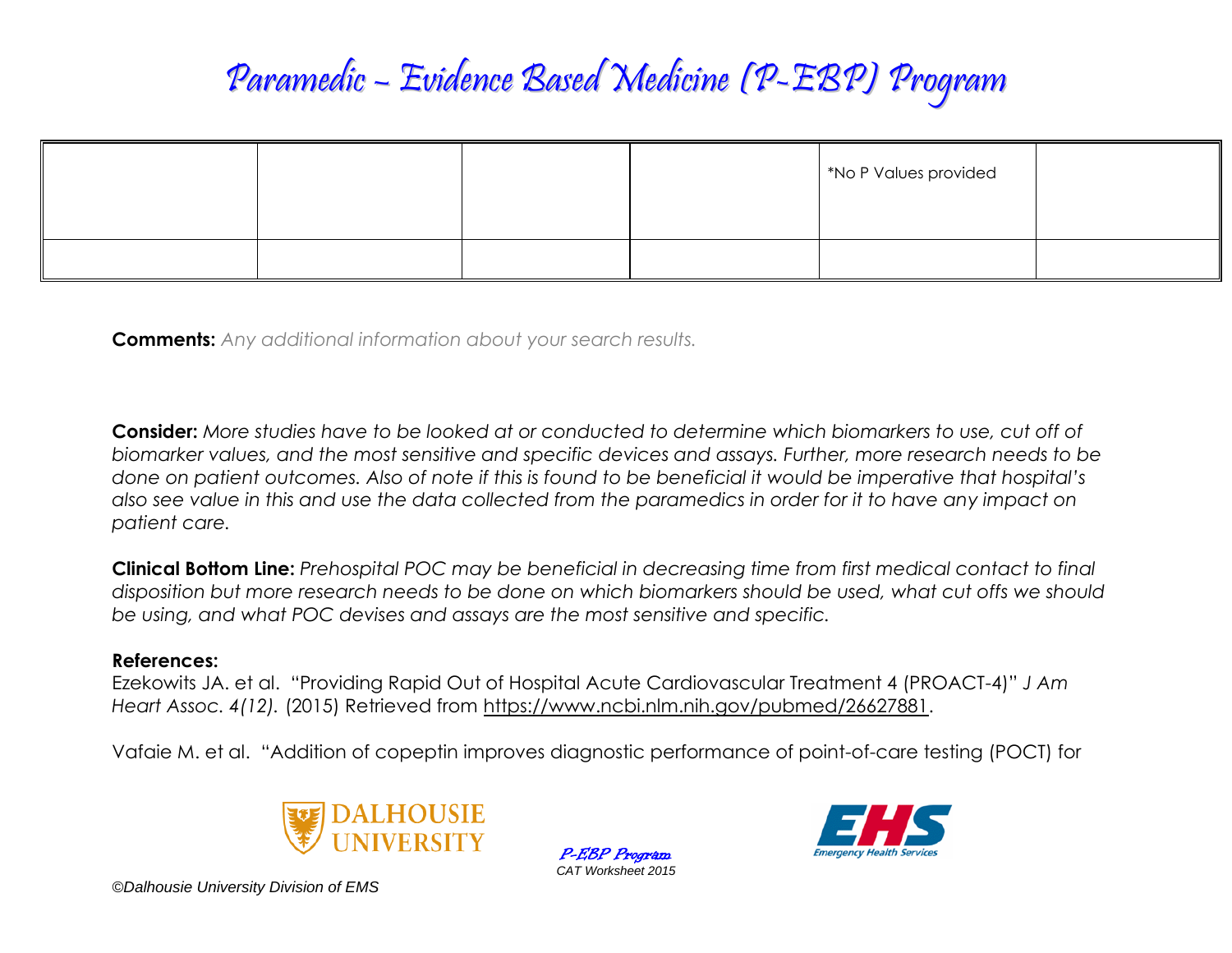| | | | | | |
|---|---|---|---|---|---|
| | | | | *No P Values provided | |
| | | | | | |

**Comments:** *Any additional information about your search results.*

**Consider:** *More studies have to be looked at or conducted to determine which biomarkers to use, cut off of biomarker values, and the most sensitive and specific devices and assays. Further, more research needs to be done on patient outcomes. Also of note if this is found to be beneficial it would be imperative that hospital's also see value in this and use the data collected from the paramedics in order for it to have any impact on patient care.*

**Clinical Bottom Line:** *Prehospital POC may be beneficial in decreasing time from first medical contact to final disposition but more research needs to be done on which biomarkers should be used, what cut offs we should be using, and what POC devises and assays are the most sensitive and specific.*

**References:**

Ezekowits JA. et al. "Providing Rapid Out of Hospital Acute Cardiovascular Treatment 4 (PROACT-4)" *J Am Heart Assoc. 4(12).* (2015) Retrieved from https://www.ncbi.nlm.nih.gov/pubmed/26627881.

Vafaie M. et al. "Addition of copeptin improves diagnostic performance of point-of-care testing (POCT) for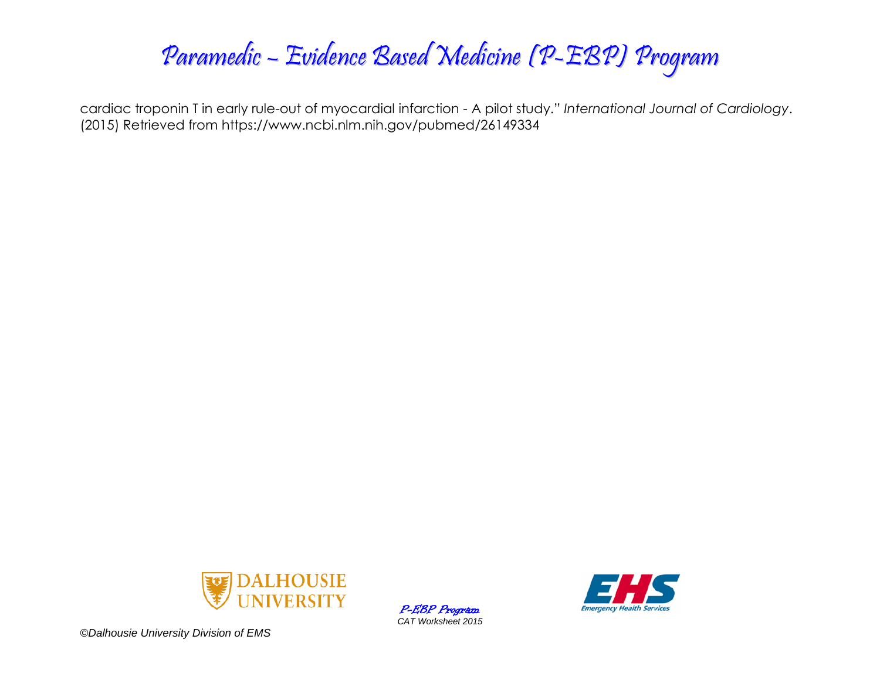cardiac troponin T in early rule-out of myocardial infarction - A pilot study." *International Journal of Cardiology*. (2015) Retrieved from https://www.ncbi.nlm.nih.gov/pubmed/26149334